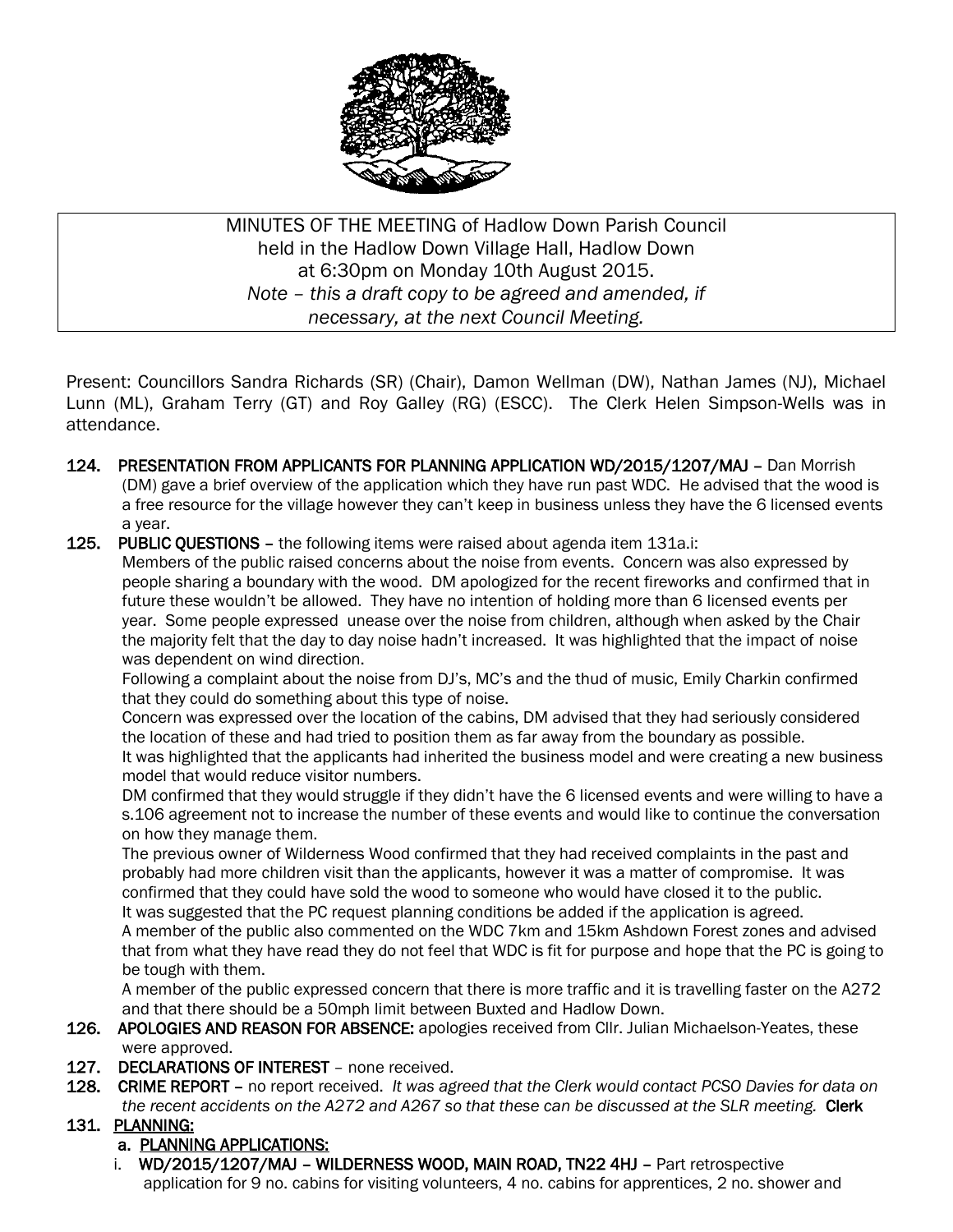MINUTES OF THE MEETING of Hadlow Down Parish Council
held in the Hadlow Down Village Hall, Hadlow Down
at 6:30pm on Monday 10th August 2015.
*Note – this a draft copy to be agreed and amended, if necessary, at the next Council Meeting.*

Present: Councillors Sandra Richards (SR) (Chair), Damon Wellman (DW), Nathan James (NJ), Michael Lunn (ML), Graham Terry (GT) and Roy Galley (RG) (ESCC). The Clerk Helen Simpson-Wells was in attendance.

**124. PRESENTATION FROM APPLICANTS FOR PLANNING APPLICATION WD/2015/1207/MAJ** – Dan Morrish (DM) gave a brief overview of the application which they have run past WDC. He advised that the wood is a free resource for the village however they can't keep in business unless they have the 6 licensed events a year.

**125. PUBLIC QUESTIONS** – the following items were raised about agenda item 131a.i:

Members of the public raised concerns about the noise from events. Concern was also expressed by people sharing a boundary with the wood. DM apologized for the recent fireworks and confirmed that in future these wouldn't be allowed. They have no intention of holding more than 6 licensed events per year. Some people expressed unease over the noise from children, although when asked by the Chair the majority felt that the day to day noise hadn't increased. It was highlighted that the impact of noise was dependent on wind direction.

Following a complaint about the noise from DJ's, MC's and the thud of music, Emily Charkin confirmed that they could do something about this type of noise.

Concern was expressed over the location of the cabins, DM advised that they had seriously considered the location of these and had tried to position them as far away from the boundary as possible.

It was highlighted that the applicants had inherited the business model and were creating a new business model that would reduce visitor numbers.

DM confirmed that they would struggle if they didn't have the 6 licensed events and were willing to have a s.106 agreement not to increase the number of these events and would like to continue the conversation on how they manage them.

The previous owner of Wilderness Wood confirmed that they had received complaints in the past and probably had more children visit than the applicants, however it was a matter of compromise. It was confirmed that they could have sold the wood to someone who would have closed it to the public.

It was suggested that the PC request planning conditions be added if the application is agreed.

A member of the public also commented on the WDC 7km and 15km Ashdown Forest zones and advised that from what they have read they do not feel that WDC is fit for purpose and hope that the PC is going to be tough with them.

A member of the public expressed concern that there is more traffic and it is travelling faster on the A272 and that there should be a 50mph limit between Buxted and Hadlow Down.

**126. APOLOGIES AND REASON FOR ABSENCE:** apologies received from Cllr. Julian Michaelson-Yeates, these were approved.

**127. DECLARATIONS OF INTEREST** – none received.

**128. CRIME REPORT** – no report received. *It was agreed that the Clerk would contact PCSO Davies for data on the recent accidents on the A272 and A267 so that these can be discussed at the SLR meeting.* **Clerk**

**131. PLANNING:**

**a. PLANNING APPLICATIONS:**

i. **WD/2015/1207/MAJ – WILDERNESS WOOD, MAIN ROAD, TN22 4HJ** – Part retrospective application for 9 no. cabins for visiting volunteers, 4 no. cabins for apprentices, 2 no. shower and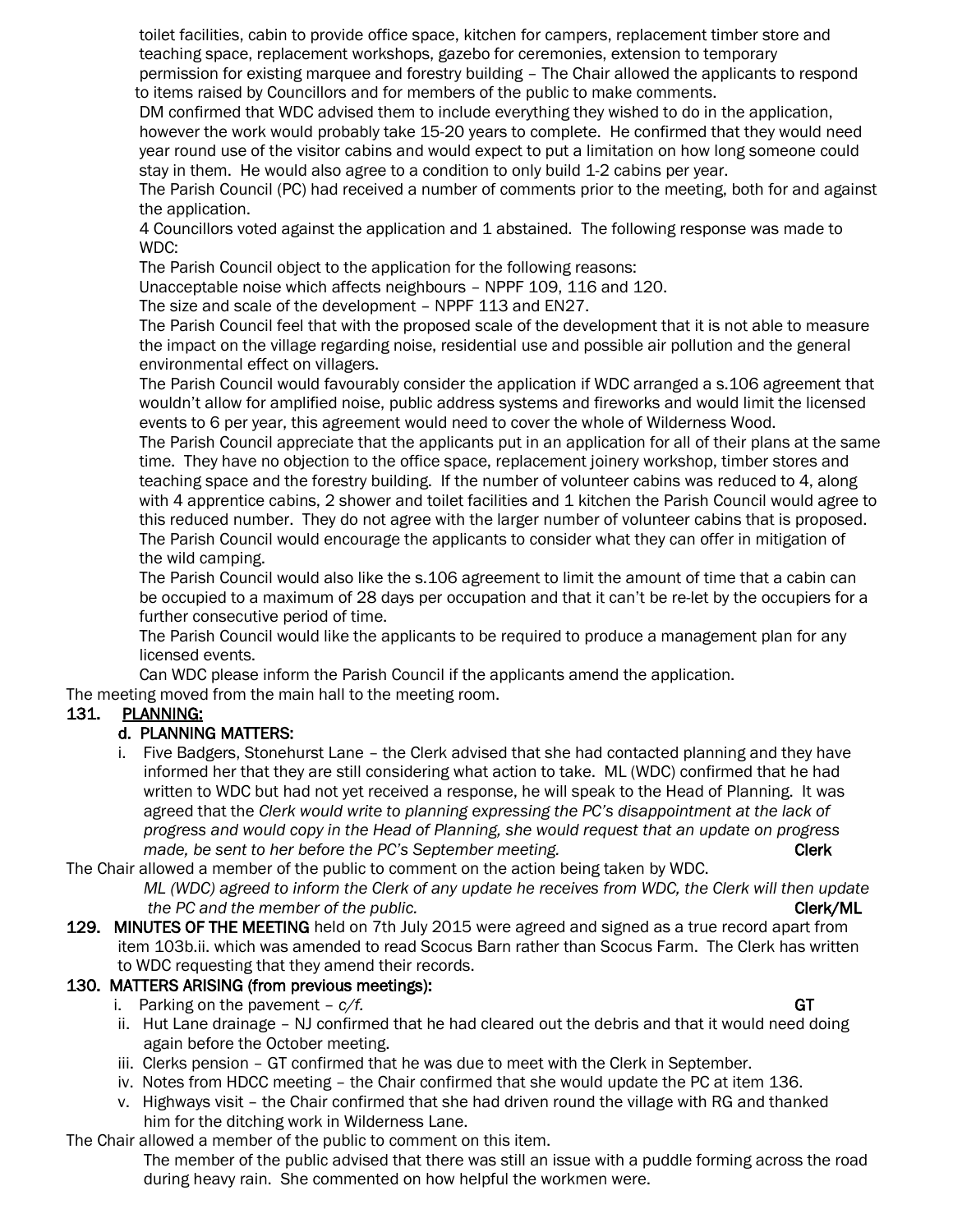toilet facilities, cabin to provide office space, kitchen for campers, replacement timber store and teaching space, replacement workshops, gazebo for ceremonies, extension to temporary permission for existing marquee and forestry building – The Chair allowed the applicants to respond to items raised by Councillors and for members of the public to make comments.

DM confirmed that WDC advised them to include everything they wished to do in the application, however the work would probably take 15-20 years to complete. He confirmed that they would need year round use of the visitor cabins and would expect to put a limitation on how long someone could stay in them. He would also agree to a condition to only build 1-2 cabins per year.

The Parish Council (PC) had received a number of comments prior to the meeting, both for and against the application.

4 Councillors voted against the application and 1 abstained. The following response was made to WDC:

The Parish Council object to the application for the following reasons:

Unacceptable noise which affects neighbours – NPPF 109, 116 and 120.

The size and scale of the development – NPPF 113 and EN27.

The Parish Council feel that with the proposed scale of the development that it is not able to measure the impact on the village regarding noise, residential use and possible air pollution and the general environmental effect on villagers.

The Parish Council would favourably consider the application if WDC arranged a s.106 agreement that wouldn't allow for amplified noise, public address systems and fireworks and would limit the licensed events to 6 per year, this agreement would need to cover the whole of Wilderness Wood.

The Parish Council appreciate that the applicants put in an application for all of their plans at the same time. They have no objection to the office space, replacement joinery workshop, timber stores and teaching space and the forestry building. If the number of volunteer cabins was reduced to 4, along with 4 apprentice cabins, 2 shower and toilet facilities and 1 kitchen the Parish Council would agree to this reduced number. They do not agree with the larger number of volunteer cabins that is proposed.

The Parish Council would encourage the applicants to consider what they can offer in mitigation of the wild camping.

The Parish Council would also like the s.106 agreement to limit the amount of time that a cabin can be occupied to a maximum of 28 days per occupation and that it can't be re-let by the occupiers for a further consecutive period of time.

The Parish Council would like the applicants to be required to produce a management plan for any licensed events.

Can WDC please inform the Parish Council if the applicants amend the application.

The meeting moved from the main hall to the meeting room.

**131. PLANNING:**

**d. PLANNING MATTERS:**

i. Five Badgers, Stonehurst Lane – the Clerk advised that she had contacted planning and they have informed her that they are still considering what action to take. ML (WDC) confirmed that he had written to WDC but had not yet received a response, he will speak to the Head of Planning. It was agreed that the *Clerk would write to planning expressing the PC's disappointment at the lack of progress and would copy in the Head of Planning, she would request that an update on progress made, be sent to her before the PC's September meeting.* **Clerk**

The Chair allowed a member of the public to comment on the action being taken by WDC.

*ML (WDC) agreed to inform the Clerk of any update he receives from WDC, the Clerk will then update the PC and the member of the public.* **Clerk/ML**

**129. MINUTES OF THE MEETING** held on 7th July 2015 were agreed and signed as a true record apart from item 103b.ii. which was amended to read Scocus Barn rather than Scocus Farm. The Clerk has written to WDC requesting that they amend their records.

**130. MATTERS ARISING (from previous meetings):**

i. Parking on the pavement – *c/f.* **GT**

ii. Hut Lane drainage – NJ confirmed that he had cleared out the debris and that it would need doing again before the October meeting.

iii. Clerks pension – GT confirmed that he was due to meet with the Clerk in September.

iv. Notes from HDCC meeting – the Chair confirmed that she would update the PC at item 136.

v. Highways visit – the Chair confirmed that she had driven round the village with RG and thanked him for the ditching work in Wilderness Lane.

The Chair allowed a member of the public to comment on this item.

The member of the public advised that there was still an issue with a puddle forming across the road during heavy rain. She commented on how helpful the workmen were.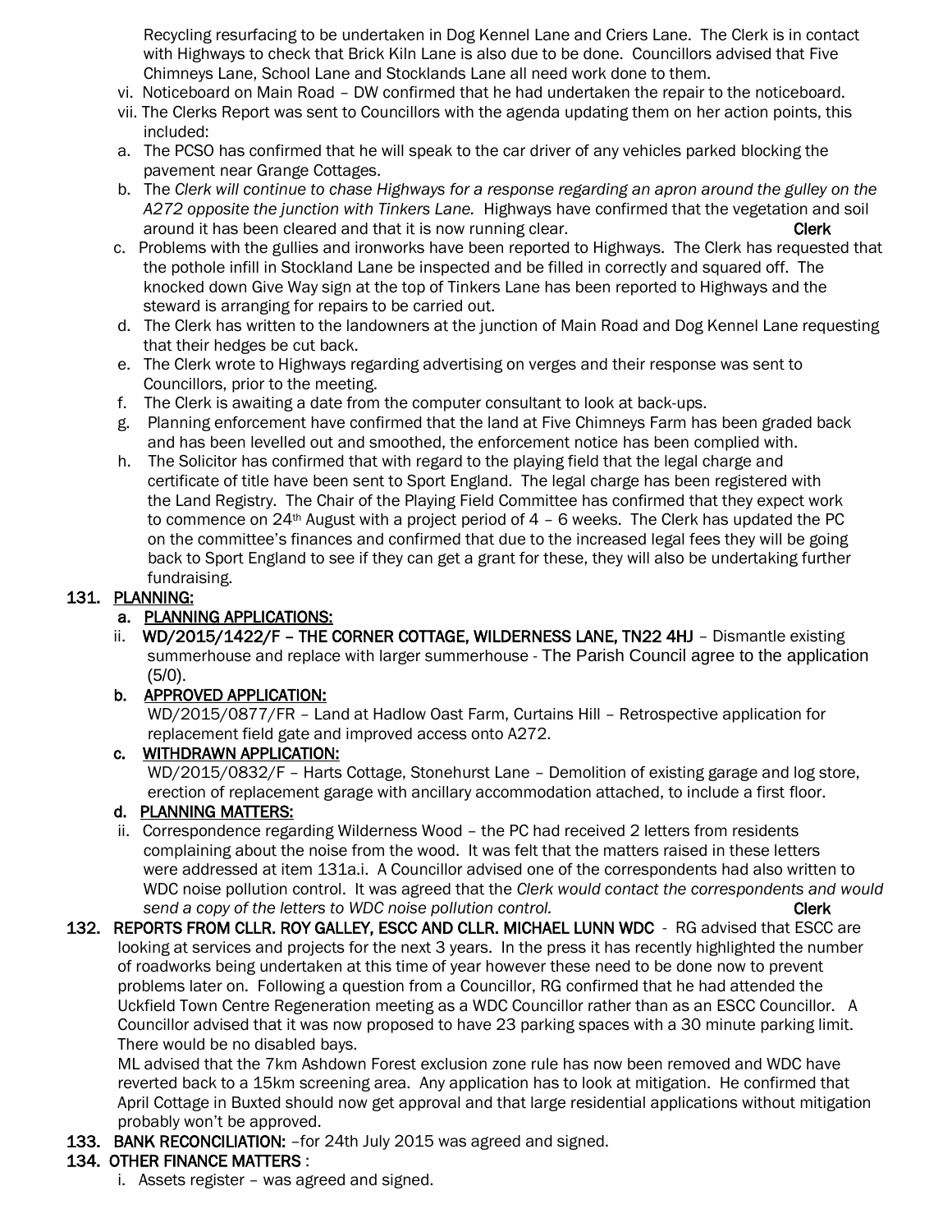Recycling resurfacing to be undertaken in Dog Kennel Lane and Criers Lane. The Clerk is in contact with Highways to check that Brick Kiln Lane is also due to be done. Councillors advised that Five Chimneys Lane, School Lane and Stocklands Lane all need work done to them.

vi. Noticeboard on Main Road – DW confirmed that he had undertaken the repair to the noticeboard.

vii. The Clerks Report was sent to Councillors with the agenda updating them on her action points, this included:

a. The PCSO has confirmed that he will speak to the car driver of any vehicles parked blocking the pavement near Grange Cottages.

b. The *Clerk will continue to chase Highways for a response regarding an apron around the gulley on the A272 opposite the junction with Tinkers Lane.* Highways have confirmed that the vegetation and soil around it has been cleared and that it is now running clear. **Clerk**

c. Problems with the gullies and ironworks have been reported to Highways. The Clerk has requested that the pothole infill in Stockland Lane be inspected and be filled in correctly and squared off. The knocked down Give Way sign at the top of Tinkers Lane has been reported to Highways and the steward is arranging for repairs to be carried out.

d. The Clerk has written to the landowners at the junction of Main Road and Dog Kennel Lane requesting that their hedges be cut back.

e. The Clerk wrote to Highways regarding advertising on verges and their response was sent to Councillors, prior to the meeting.

f. The Clerk is awaiting a date from the computer consultant to look at back-ups.

g. Planning enforcement have confirmed that the land at Five Chimneys Farm has been graded back and has been levelled out and smoothed, the enforcement notice has been complied with.

h. The Solicitor has confirmed that with regard to the playing field that the legal charge and certificate of title have been sent to Sport England. The legal charge has been registered with the Land Registry. The Chair of the Playing Field Committee has confirmed that they expect work to commence on 24th August with a project period of 4 – 6 weeks. The Clerk has updated the PC on the committee's finances and confirmed that due to the increased legal fees they will be going back to Sport England to see if they can get a grant for these, they will also be undertaking further fundraising.

**131. PLANNING:**

**a. PLANNING APPLICATIONS:**

ii. **WD/2015/1422/F – THE CORNER COTTAGE, WILDERNESS LANE, TN22 4HJ** – Dismantle existing summerhouse and replace with larger summerhouse - The Parish Council agree to the application (5/0).

**b. APPROVED APPLICATION:**

WD/2015/0877/FR – Land at Hadlow Oast Farm, Curtains Hill – Retrospective application for replacement field gate and improved access onto A272.

**c. WITHDRAWN APPLICATION:**

WD/2015/0832/F – Harts Cottage, Stonehurst Lane – Demolition of existing garage and log store, erection of replacement garage with ancillary accommodation attached, to include a first floor.

**d. PLANNING MATTERS:**

ii. Correspondence regarding Wilderness Wood – the PC had received 2 letters from residents complaining about the noise from the wood. It was felt that the matters raised in these letters were addressed at item 131a.i. A Councillor advised one of the correspondents had also written to WDC noise pollution control. It was agreed that the *Clerk would contact the correspondents and would send a copy of the letters to WDC noise pollution control.* **Clerk**

**132. REPORTS FROM CLLR. ROY GALLEY, ESCC AND CLLR. MICHAEL LUNN WDC** - RG advised that ESCC are looking at services and projects for the next 3 years. In the press it has recently highlighted the number of roadworks being undertaken at this time of year however these need to be done now to prevent problems later on. Following a question from a Councillor, RG confirmed that he had attended the Uckfield Town Centre Regeneration meeting as a WDC Councillor rather than as an ESCC Councillor. A Councillor advised that it was now proposed to have 23 parking spaces with a 30 minute parking limit. There would be no disabled bays.

ML advised that the 7km Ashdown Forest exclusion zone rule has now been removed and WDC have reverted back to a 15km screening area. Any application has to look at mitigation. He confirmed that April Cottage in Buxted should now get approval and that large residential applications without mitigation probably won't be approved.

**133. BANK RECONCILIATION:** –for 24th July 2015 was agreed and signed.

**134. OTHER FINANCE MATTERS** :

i. Assets register – was agreed and signed.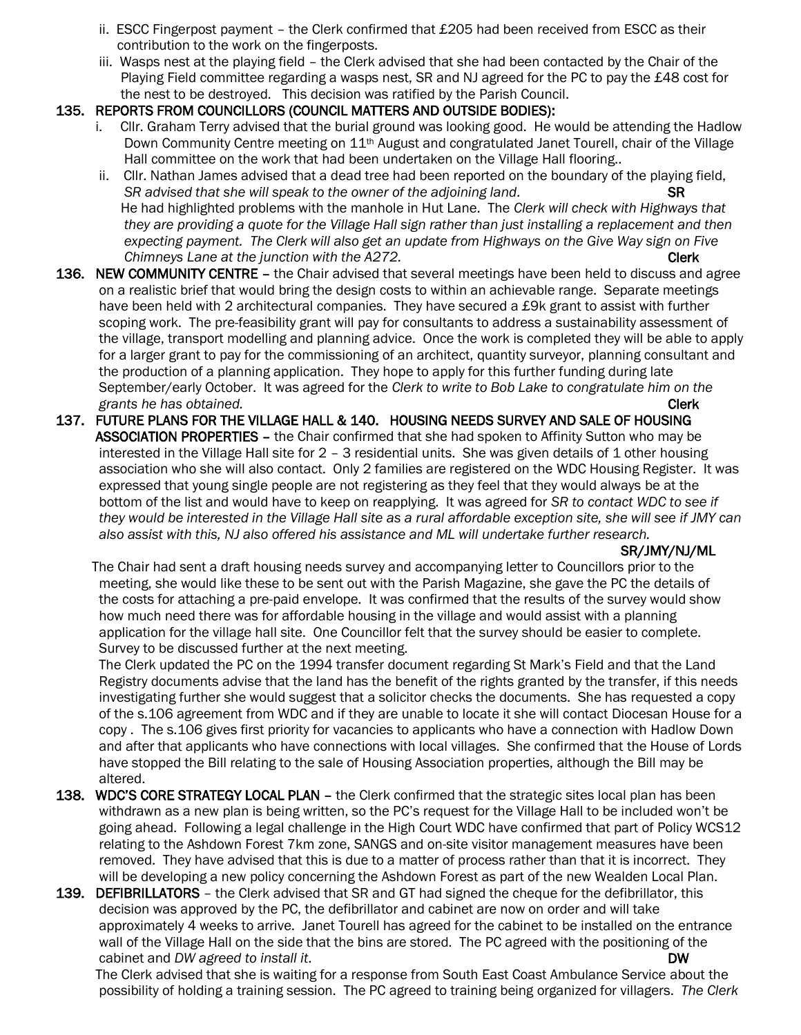ii. ESCC Fingerpost payment – the Clerk confirmed that £205 had been received from ESCC as their contribution to the work on the fingerposts.

iii. Wasps nest at the playing field – the Clerk advised that she had been contacted by the Chair of the Playing Field committee regarding a wasps nest, SR and NJ agreed for the PC to pay the £48 cost for the nest to be destroyed. This decision was ratified by the Parish Council.

**135. REPORTS FROM COUNCILLORS (COUNCIL MATTERS AND OUTSIDE BODIES):**

i. Cllr. Graham Terry advised that the burial ground was looking good. He would be attending the Hadlow Down Community Centre meeting on 11th August and congratulated Janet Tourell, chair of the Village Hall committee on the work that had been undertaken on the Village Hall flooring..

ii. Cllr. Nathan James advised that a dead tree had been reported on the boundary of the playing field, *SR advised that she will speak to the owner of the adjoining land.* **SR**

He had highlighted problems with the manhole in Hut Lane. The *Clerk will check with Highways that they are providing a quote for the Village Hall sign rather than just installing a replacement and then expecting payment. The Clerk will also get an update from Highways on the Give Way sign on Five Chimneys Lane at the junction with the A272.* **Clerk**

**136. NEW COMMUNITY CENTRE** – the Chair advised that several meetings have been held to discuss and agree on a realistic brief that would bring the design costs to within an achievable range. Separate meetings have been held with 2 architectural companies. They have secured a £9k grant to assist with further scoping work. The pre-feasibility grant will pay for consultants to address a sustainability assessment of the village, transport modelling and planning advice. Once the work is completed they will be able to apply for a larger grant to pay for the commissioning of an architect, quantity surveyor, planning consultant and the production of a planning application. They hope to apply for this further funding during late September/early October. It was agreed for the *Clerk to write to Bob Lake to congratulate him on the grants he has obtained.* **Clerk**

**137. FUTURE PLANS FOR THE VILLAGE HALL & 140. HOUSING NEEDS SURVEY AND SALE OF HOUSING ASSOCIATION PROPERTIES** – the Chair confirmed that she had spoken to Affinity Sutton who may be interested in the Village Hall site for 2 – 3 residential units. She was given details of 1 other housing association who she will also contact. Only 2 families are registered on the WDC Housing Register. It was expressed that young single people are not registering as they feel that they would always be at the bottom of the list and would have to keep on reapplying. It was agreed for *SR to contact WDC to see if they would be interested in the Village Hall site as a rural affordable exception site, she will see if JMY can also assist with this, NJ also offered his assistance and ML will undertake further research.*

**SR/JMY/NJ/ML**

The Chair had sent a draft housing needs survey and accompanying letter to Councillors prior to the meeting, she would like these to be sent out with the Parish Magazine, she gave the PC the details of the costs for attaching a pre-paid envelope. It was confirmed that the results of the survey would show how much need there was for affordable housing in the village and would assist with a planning application for the village hall site. One Councillor felt that the survey should be easier to complete. Survey to be discussed further at the next meeting.

The Clerk updated the PC on the 1994 transfer document regarding St Mark's Field and that the Land Registry documents advise that the land has the benefit of the rights granted by the transfer, if this needs investigating further she would suggest that a solicitor checks the documents. She has requested a copy of the s.106 agreement from WDC and if they are unable to locate it she will contact Diocesan House for a copy . The s.106 gives first priority for vacancies to applicants who have a connection with Hadlow Down and after that applicants who have connections with local villages. She confirmed that the House of Lords have stopped the Bill relating to the sale of Housing Association properties, although the Bill may be altered.

**138. WDC'S CORE STRATEGY LOCAL PLAN** – the Clerk confirmed that the strategic sites local plan has been withdrawn as a new plan is being written, so the PC's request for the Village Hall to be included won't be going ahead. Following a legal challenge in the High Court WDC have confirmed that part of Policy WCS12 relating to the Ashdown Forest 7km zone, SANGS and on-site visitor management measures have been removed. They have advised that this is due to a matter of process rather than that it is incorrect. They will be developing a new policy concerning the Ashdown Forest as part of the new Wealden Local Plan.

**139. DEFIBRILLATORS** – the Clerk advised that SR and GT had signed the cheque for the defibrillator, this decision was approved by the PC, the defibrillator and cabinet are now on order and will take approximately 4 weeks to arrive. Janet Tourell has agreed for the cabinet to be installed on the entrance wall of the Village Hall on the side that the bins are stored. The PC agreed with the positioning of the cabinet and *DW agreed to install it*. **DW**

The Clerk advised that she is waiting for a response from South East Coast Ambulance Service about the possibility of holding a training session. The PC agreed to training being organized for villagers. *The Clerk*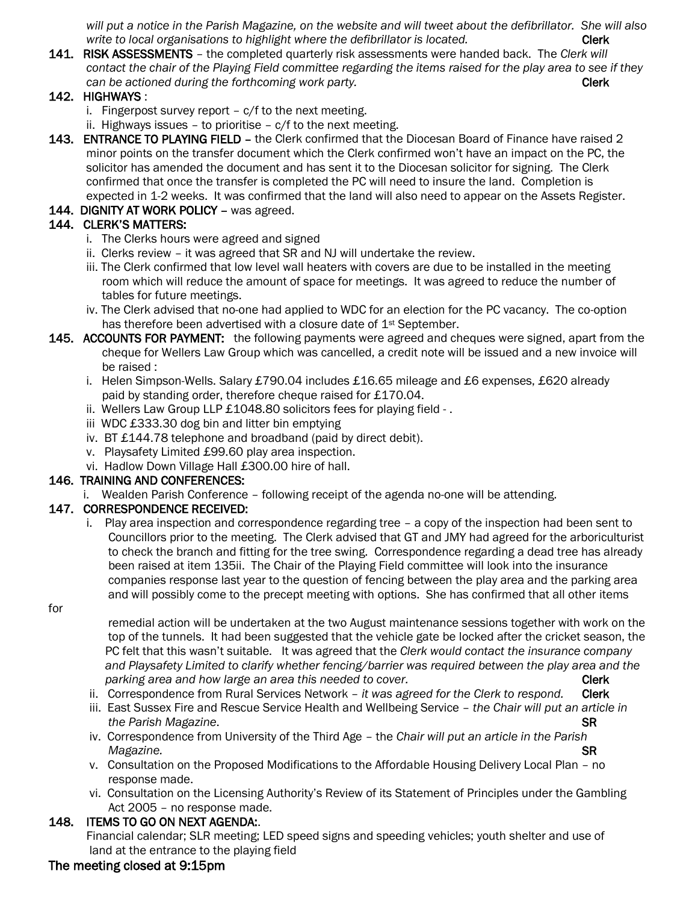*will put a notice in the Parish Magazine, on the website and will tweet about the defibrillator. She will also write to local organisations to highlight where the defibrillator is located.* **Clerk**

**141. RISK ASSESSMENTS** – the completed quarterly risk assessments were handed back. The *Clerk will contact the chair of the Playing Field committee regarding the items raised for the play area to see if they can be actioned during the forthcoming work party.* **Clerk**

**142. HIGHWAYS** :

i. Fingerpost survey report – c/f to the next meeting.

ii. Highways issues – to prioritise – c/f to the next meeting.

**143. ENTRANCE TO PLAYING FIELD** – the Clerk confirmed that the Diocesan Board of Finance have raised 2 minor points on the transfer document which the Clerk confirmed won't have an impact on the PC, the solicitor has amended the document and has sent it to the Diocesan solicitor for signing. The Clerk confirmed that once the transfer is completed the PC will need to insure the land. Completion is expected in 1-2 weeks. It was confirmed that the land will also need to appear on the Assets Register.

**144. DIGNITY AT WORK POLICY** – was agreed.

**144. CLERK'S MATTERS:**

i. The Clerks hours were agreed and signed

ii. Clerks review – it was agreed that SR and NJ will undertake the review.

iii. The Clerk confirmed that low level wall heaters with covers are due to be installed in the meeting room which will reduce the amount of space for meetings. It was agreed to reduce the number of tables for future meetings.

iv. The Clerk advised that no-one had applied to WDC for an election for the PC vacancy. The co-option has therefore been advertised with a closure date of 1st September.

**145. ACCOUNTS FOR PAYMENT:** the following payments were agreed and cheques were signed, apart from the cheque for Wellers Law Group which was cancelled, a credit note will be issued and a new invoice will be raised :

i. Helen Simpson-Wells. Salary £790.04 includes £16.65 mileage and £6 expenses, £620 already paid by standing order, therefore cheque raised for £170.04.

ii. Wellers Law Group LLP £1048.80 solicitors fees for playing field - .

iii WDC £333.30 dog bin and litter bin emptying

iv. BT £144.78 telephone and broadband (paid by direct debit).

v. Playsafety Limited £99.60 play area inspection.

vi. Hadlow Down Village Hall £300.00 hire of hall.

**146. TRAINING AND CONFERENCES:**

i. Wealden Parish Conference – following receipt of the agenda no-one will be attending.

**147. CORRESPONDENCE RECEIVED:**

i. Play area inspection and correspondence regarding tree – a copy of the inspection had been sent to Councillors prior to the meeting. The Clerk advised that GT and JMY had agreed for the arboriculturist to check the branch and fitting for the tree swing. Correspondence regarding a dead tree has already been raised at item 135ii. The Chair of the Playing Field committee will look into the insurance companies response last year to the question of fencing between the play area and the parking area and will possibly come to the precept meeting with options. She has confirmed that all other items for remedial action will be undertaken at the two August maintenance sessions together with work on the top of the tunnels. It had been suggested that the vehicle gate be locked after the cricket season, the PC felt that this wasn't suitable. It was agreed that the *Clerk would contact the insurance company and Playsafety Limited to clarify whether fencing/barrier was required between the play area and the parking area and how large an area this needed to cover.* **Clerk**

ii. Correspondence from Rural Services Network – *it was agreed for the Clerk to respond.* **Clerk**

iii. East Sussex Fire and Rescue Service Health and Wellbeing Service – *the Chair will put an article in the Parish Magazine*. **SR**

iv. Correspondence from University of the Third Age – the *Chair will put an article in the Parish Magazine.* **SR**

v. Consultation on the Proposed Modifications to the Affordable Housing Delivery Local Plan – no response made.

vi. Consultation on the Licensing Authority's Review of its Statement of Principles under the Gambling Act 2005 – no response made.

**148. ITEMS TO GO ON NEXT AGENDA:**.

Financial calendar; SLR meeting; LED speed signs and speeding vehicles; youth shelter and use of land at the entrance to the playing field

**The meeting closed at 9:15pm**